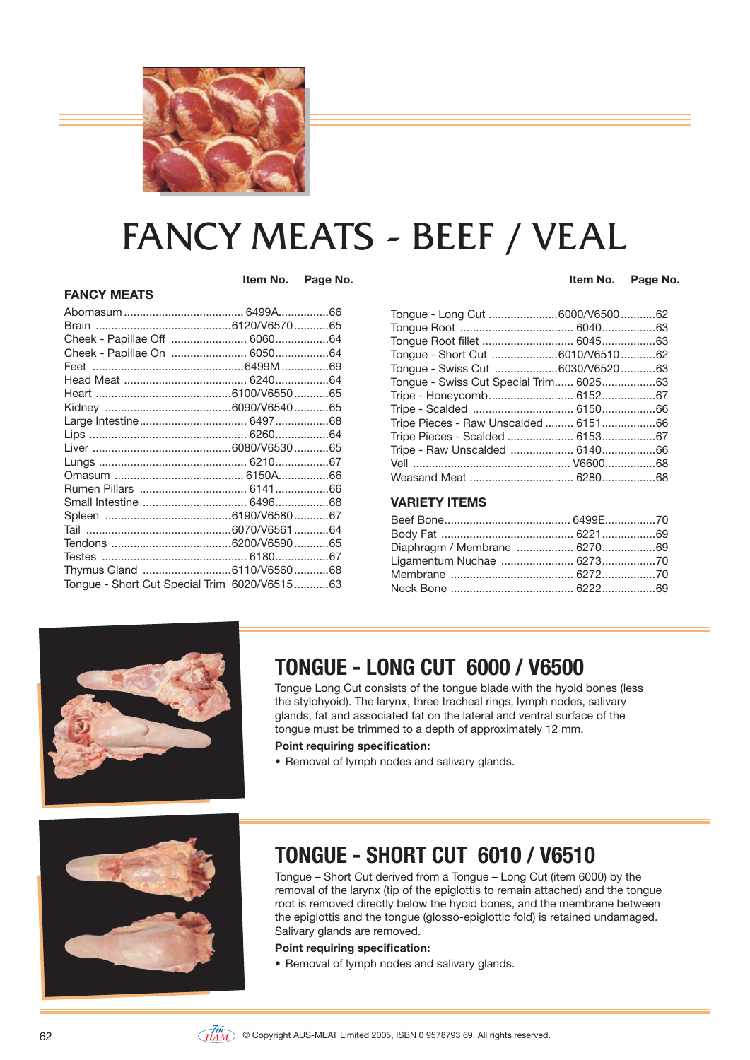# FANCY MEATS - BEEF / VEAL

## FANCY MEATS

| | Item No. | Page No. |
|---|---|---|
| Abomasum | 6499A | 66 |
| Brain | 6120/V6570 | 65 |
| Cheek - Papillae Off | 6060 | 64 |
| Cheek - Papillae On | 6050 | 64 |
| Feet | 6499M | 69 |
| Head Meat | 6240 | 64 |
| Heart | 6100/V6550 | 65 |
| Kidney | 6090/V6540 | 65 |
| Large Intestine | 6497 | 68 |
| Lips | 6260 | 64 |
| Liver | 6080/V6530 | 65 |
| Lungs | 6210 | 67 |
| Omasum | 6150A | 66 |
| Rumen Pillars | 6141 | 66 |
| Small Intestine | 6496 | 68 |
| Spleen | 6190/V6580 | 67 |
| Tail | 6070/V6561 | 64 |
| Tendons | 6200/V6590 | 65 |
| Testes | 6180 | 67 |
| Thymus Gland | 6110/V6560 | 68 |
| Tongue - Short Cut Special Trim | 6020/V6515 | 63 |
| Tongue - Long Cut | 6000/V6500 | 62 |
| Tongue Root | 6040 | 63 |
| Tongue Root fillet | 6045 | 63 |
| Tongue - Short Cut | 6010/V6510 | 62 |
| Tongue - Swiss Cut | 6030/V6520 | 63 |
| Tongue - Swiss Cut Special Trim | 6025 | 63 |
| Tripe - Honeycomb | 6152 | 67 |
| Tripe - Scalded | 6150 | 66 |
| Tripe Pieces - Raw Unscalded | 6151 | 66 |
| Tripe Pieces - Scalded | 6153 | 67 |
| Tripe - Raw Unscalded | 6140 | 66 |
| Vell | V6600 | 68 |
| Weasand Meat | 6280 | 68 |

## VARIETY ITEMS

| | Item No. | Page No. |
|---|---|---|
| Beef Bone | 6499E | 70 |
| Body Fat | 6221 | 69 |
| Diaphragm / Membrane | 6270 | 69 |
| Ligamentum Nuchae | 6273 | 70 |
| Membrane | 6272 | 70 |
| Neck Bone | 6222 | 69 |

## TONGUE - LONG CUT 6000 / V6500

Tongue Long Cut consists of the tongue blade with the hyoid bones (less the stylohyoid). The larynx, three tracheal rings, lymph nodes, salivary glands, fat and associated fat on the lateral and ventral surface of the tongue must be trimmed to a depth of approximately 12 mm.

**Point requiring specification:**

- Removal of lymph nodes and salivary glands.

## TONGUE - SHORT CUT 6010 / V6510

Tongue – Short Cut derived from a Tongue – Long Cut (item 6000) by the removal of the larynx (tip of the epiglottis to remain attached) and the tongue root is removed directly below the hyoid bones, and the membrane between the epiglottis and the tongue (glosso-epiglottic fold) is retained undamaged. Salivary glands are removed.

**Point requiring specification:**

- Removal of lymph nodes and salivary glands.

© Copyright AUS-MEAT Limited 2005, ISBN 0 9578793 69. All rights reserved.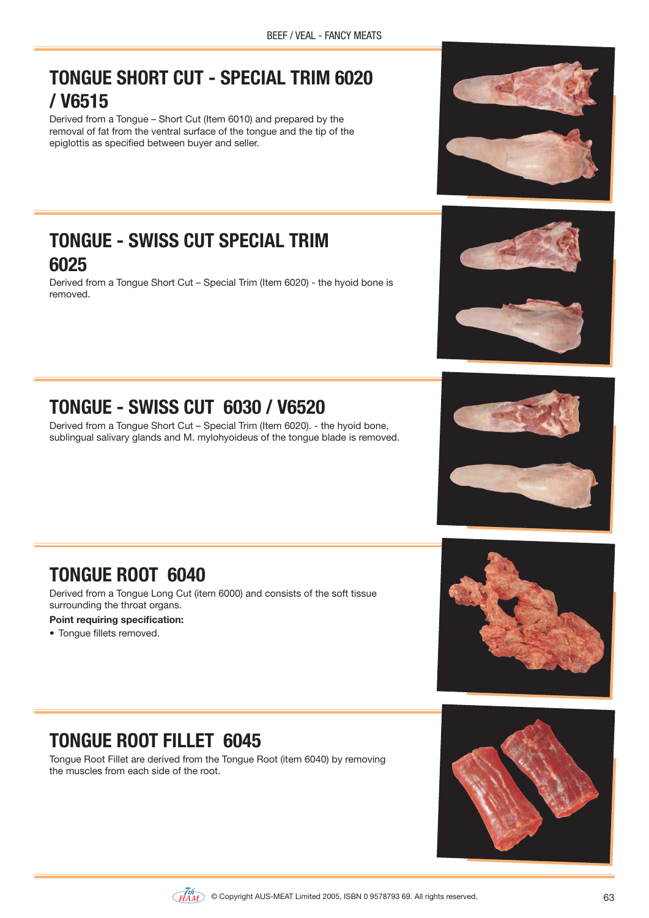## TONGUE SHORT CUT - SPECIAL TRIM 6020 / V6515

Derived from a Tongue – Short Cut (Item 6010) and prepared by the removal of fat from the ventral surface of the tongue and the tip of the epiglottis as specified between buyer and seller.

## TONGUE - SWISS CUT SPECIAL TRIM 6025

Derived from a Tongue Short Cut – Special Trim (Item 6020) - the hyoid bone is removed.

## TONGUE - SWISS CUT 6030 / V6520

Derived from a Tongue Short Cut – Special Trim (Item 6020). - the hyoid bone, sublingual salivary glands and M. mylohyoideus of the tongue blade is removed.

## TONGUE ROOT 6040

Derived from a Tongue Long Cut (item 6000) and consists of the soft tissue surrounding the throat organs.

**Point requiring specification:**

- Tongue fillets removed.

## TONGUE ROOT FILLET 6045

Tongue Root Fillet are derived from the Tongue Root (item 6040) by removing the muscles from each side of the root.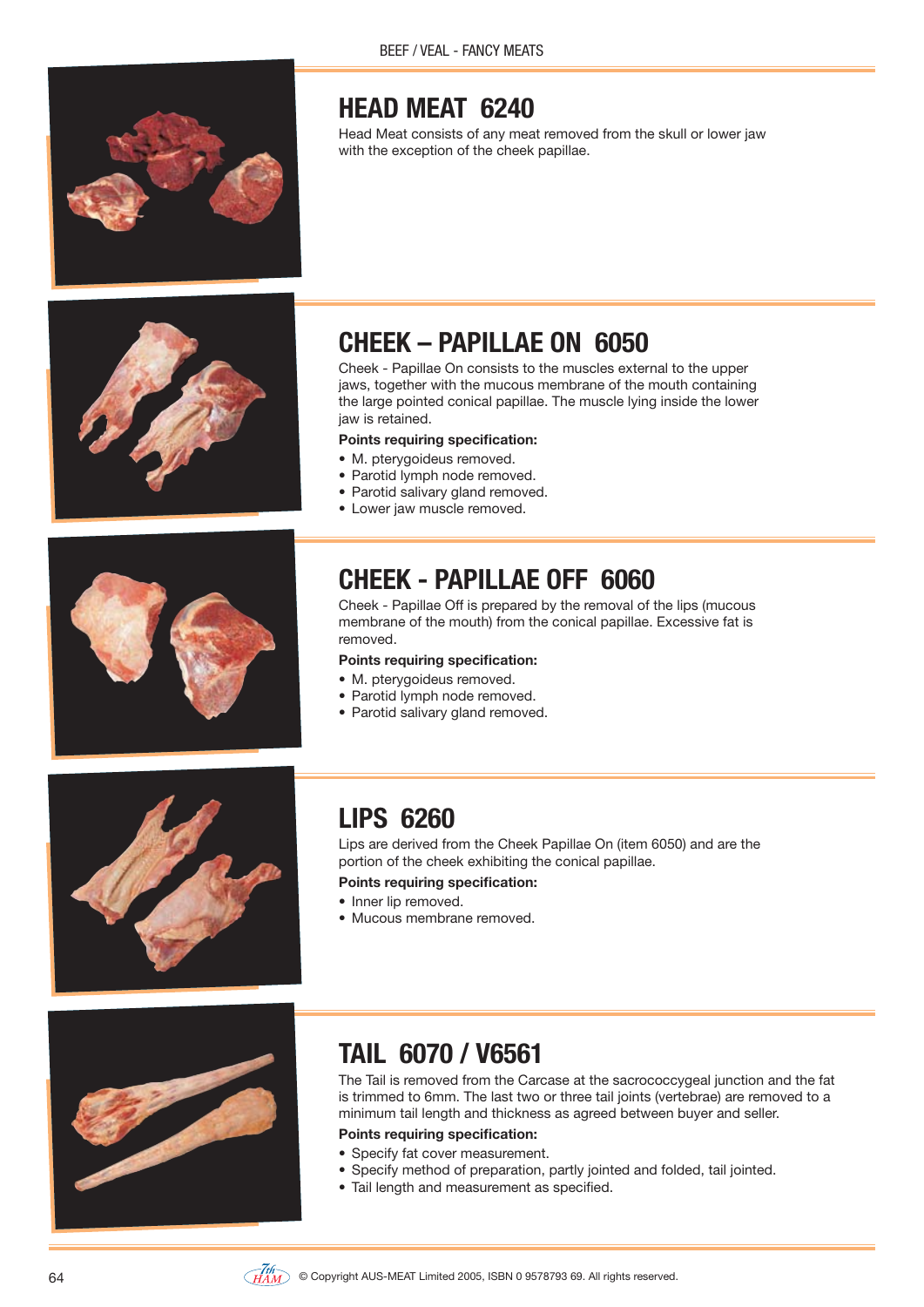## HEAD MEAT 6240

Head Meat consists of any meat removed from the skull or lower jaw with the exception of the cheek papillae.

## CHEEK – PAPILLAE ON 6050

Cheek - Papillae On consists to the muscles external to the upper jaws, together with the mucous membrane of the mouth containing the large pointed conical papillae. The muscle lying inside the lower jaw is retained.

**Points requiring specification:**

- M. pterygoideus removed.
- Parotid lymph node removed.
- Parotid salivary gland removed.
- Lower jaw muscle removed.

## CHEEK - PAPILLAE OFF 6060

Cheek - Papillae Off is prepared by the removal of the lips (mucous membrane of the mouth) from the conical papillae. Excessive fat is removed.

**Points requiring specification:**

- M. pterygoideus removed.
- Parotid lymph node removed.
- Parotid salivary gland removed.

## LIPS 6260

Lips are derived from the Cheek Papillae On (item 6050) and are the portion of the cheek exhibiting the conical papillae.

**Points requiring specification:**

- Inner lip removed.
- Mucous membrane removed.

## TAIL 6070 / V6561

The Tail is removed from the Carcase at the sacrococcygeal junction and the fat is trimmed to 6mm. The last two or three tail joints (vertebrae) are removed to a minimum tail length and thickness as agreed between buyer and seller.

**Points requiring specification:**

- Specify fat cover measurement.
- Specify method of preparation, partly jointed and folded, tail jointed.
- Tail length and measurement as specified.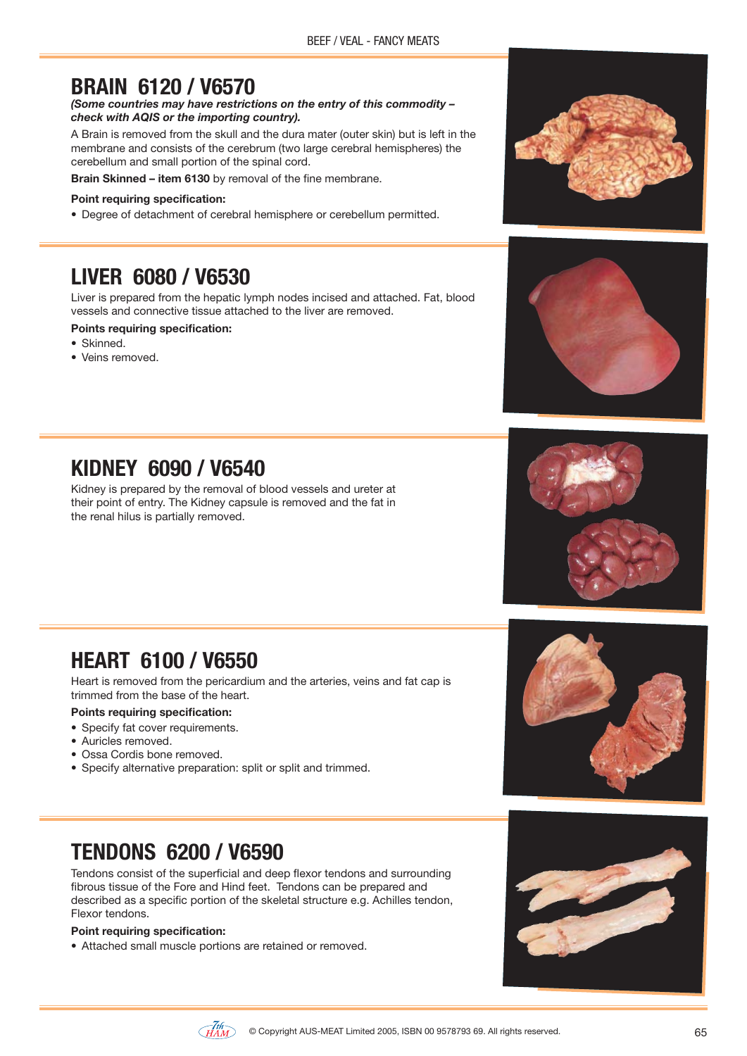## BRAIN 6120 / V6570

***(Some countries may have restrictions on the entry of this commodity – check with AQIS or the importing country).***

A Brain is removed from the skull and the dura mater (outer skin) but is left in the membrane and consists of the cerebrum (two large cerebral hemispheres) the cerebellum and small portion of the spinal cord.

**Brain Skinned – item 6130** by removal of the fine membrane.

**Point requiring specification:**

- Degree of detachment of cerebral hemisphere or cerebellum permitted.

## LIVER 6080 / V6530

Liver is prepared from the hepatic lymph nodes incised and attached. Fat, blood vessels and connective tissue attached to the liver are removed.

**Points requiring specification:**

- Skinned.
- Veins removed.

## KIDNEY 6090 / V6540

Kidney is prepared by the removal of blood vessels and ureter at their point of entry. The Kidney capsule is removed and the fat in the renal hilus is partially removed.

## HEART 6100 / V6550

Heart is removed from the pericardium and the arteries, veins and fat cap is trimmed from the base of the heart.

**Points requiring specification:**

- Specify fat cover requirements.
- Auricles removed.
- Ossa Cordis bone removed.
- Specify alternative preparation: split or split and trimmed.

## TENDONS 6200 / V6590

Tendons consist of the superficial and deep flexor tendons and surrounding fibrous tissue of the Fore and Hind feet. Tendons can be prepared and described as a specific portion of the skeletal structure e.g. Achilles tendon, Flexor tendons.

**Point requiring specification:**

- Attached small muscle portions are retained or removed.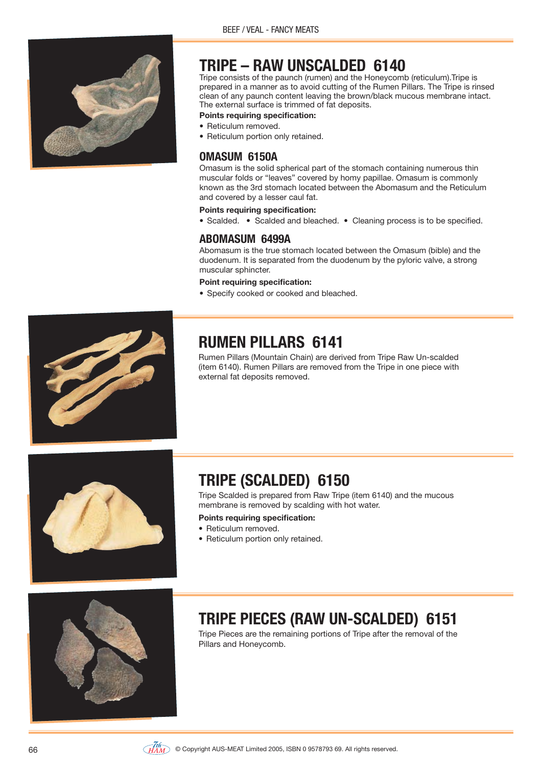## TRIPE – RAW UNSCALDED 6140

Tripe consists of the paunch (rumen) and the Honeycomb (reticulum).Tripe is prepared in a manner as to avoid cutting of the Rumen Pillars. The Tripe is rinsed clean of any paunch content leaving the brown/black mucous membrane intact. The external surface is trimmed of fat deposits.

**Points requiring specification:**

- Reticulum removed.
- Reticulum portion only retained.

### OMASUM 6150A

Omasum is the solid spherical part of the stomach containing numerous thin muscular folds or "leaves" covered by homy papillae. Omasum is commonly known as the 3rd stomach located between the Abomasum and the Reticulum and covered by a lesser caul fat.

**Points requiring specification:**

- Scalded.
- Scalded and bleached.
- Cleaning process is to be specified.

### ABOMASUM 6499A

Abomasum is the true stomach located between the Omasum (bible) and the duodenum. It is separated from the duodenum by the pyloric valve, a strong muscular sphincter.

**Point requiring specification:**

- Specify cooked or cooked and bleached.

## RUMEN PILLARS 6141

Rumen Pillars (Mountain Chain) are derived from Tripe Raw Un-scalded (item 6140). Rumen Pillars are removed from the Tripe in one piece with external fat deposits removed.

## TRIPE (SCALDED) 6150

Tripe Scalded is prepared from Raw Tripe (item 6140) and the mucous membrane is removed by scalding with hot water.

**Points requiring specification:**

- Reticulum removed.
- Reticulum portion only retained.

## TRIPE PIECES (RAW UN-SCALDED) 6151

Tripe Pieces are the remaining portions of Tripe after the removal of the Pillars and Honeycomb.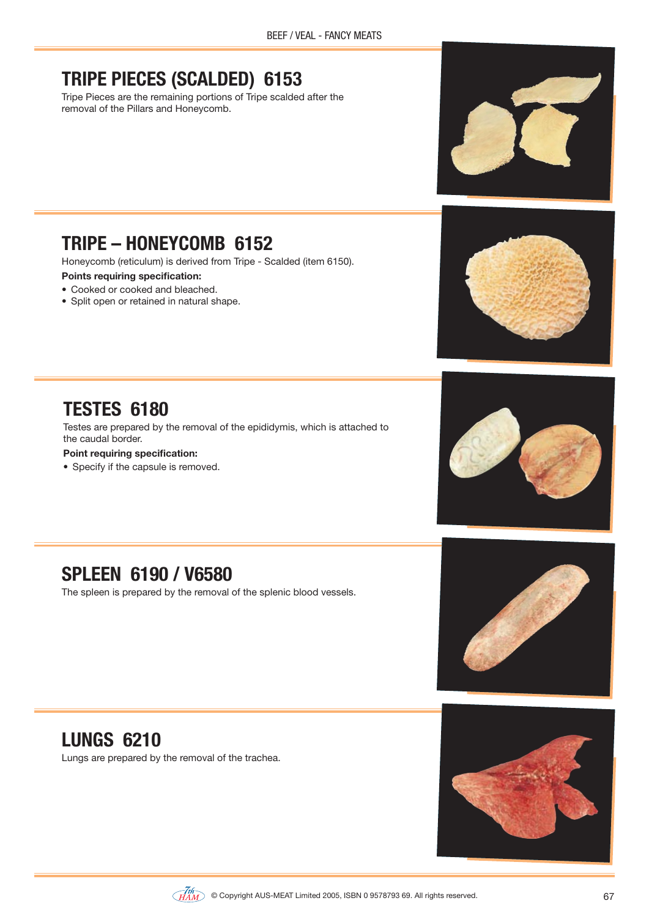## TRIPE PIECES (SCALDED) 6153

Tripe Pieces are the remaining portions of Tripe scalded after the removal of the Pillars and Honeycomb.

## TRIPE – HONEYCOMB 6152

Honeycomb (reticulum) is derived from Tripe - Scalded (item 6150).

**Points requiring specification:**

- Cooked or cooked and bleached.
- Split open or retained in natural shape.

## TESTES 6180

Testes are prepared by the removal of the epididymis, which is attached to the caudal border.

**Point requiring specification:**

- Specify if the capsule is removed.

## SPLEEN 6190 / V6580

The spleen is prepared by the removal of the splenic blood vessels.

## LUNGS 6210

Lungs are prepared by the removal of the trachea.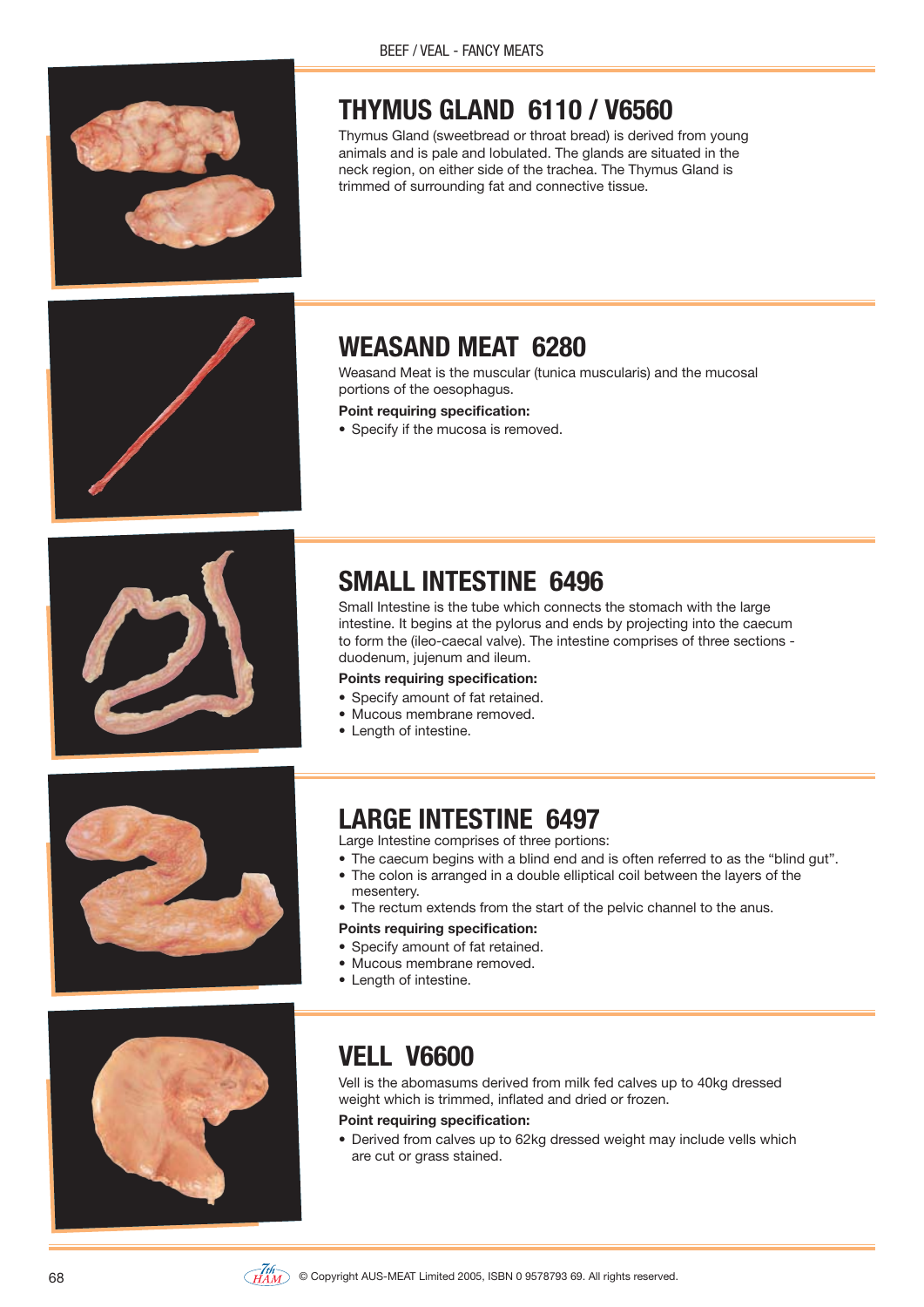## THYMUS GLAND 6110 / V6560

Thymus Gland (sweetbread or throat bread) is derived from young animals and is pale and lobulated. The glands are situated in the neck region, on either side of the trachea. The Thymus Gland is trimmed of surrounding fat and connective tissue.

## WEASAND MEAT 6280

Weasand Meat is the muscular (tunica muscularis) and the mucosal portions of the oesophagus.

**Point requiring specification:**

- Specify if the mucosa is removed.

## SMALL INTESTINE 6496

Small Intestine is the tube which connects the stomach with the large intestine. It begins at the pylorus and ends by projecting into the caecum to form the (ileo-caecal valve). The intestine comprises of three sections - duodenum, jujenum and ileum.

**Points requiring specification:**

- Specify amount of fat retained.
- Mucous membrane removed.
- Length of intestine.

## LARGE INTESTINE 6497

Large Intestine comprises of three portions:

- The caecum begins with a blind end and is often referred to as the "blind gut".
- The colon is arranged in a double elliptical coil between the layers of the mesentery.
- The rectum extends from the start of the pelvic channel to the anus.

**Points requiring specification:**

- Specify amount of fat retained.
- Mucous membrane removed.
- Length of intestine.

## VELL V6600

Vell is the abomasums derived from milk fed calves up to 40kg dressed weight which is trimmed, inflated and dried or frozen.

**Point requiring specification:**

- Derived from calves up to 62kg dressed weight may include vells which are cut or grass stained.

© Copyright AUS-MEAT Limited 2005, ISBN 0 9578793 69. All rights reserved.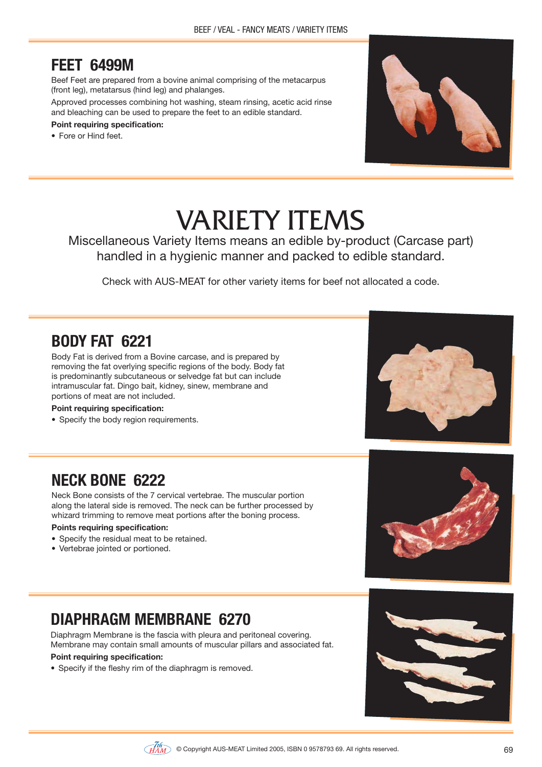## FEET 6499M

Beef Feet are prepared from a bovine animal comprising of the metacarpus (front leg), metatarsus (hind leg) and phalanges.

Approved processes combining hot washing, steam rinsing, acetic acid rinse and bleaching can be used to prepare the feet to an edible standard.

**Point requiring specification:**

- Fore or Hind feet.

# VARIETY ITEMS

Miscellaneous Variety Items means an edible by-product (Carcase part) handled in a hygienic manner and packed to edible standard.

Check with AUS-MEAT for other variety items for beef not allocated a code.

## BODY FAT 6221

Body Fat is derived from a Bovine carcase, and is prepared by removing the fat overlying specific regions of the body. Body fat is predominantly subcutaneous or selvedge fat but can include intramuscular fat. Dingo bait, kidney, sinew, membrane and portions of meat are not included.

**Point requiring specification:**

- Specify the body region requirements.

## NECK BONE 6222

Neck Bone consists of the 7 cervical vertebrae. The muscular portion along the lateral side is removed. The neck can be further processed by whizard trimming to remove meat portions after the boning process.

**Points requiring specification:**

- Specify the residual meat to be retained.
- Vertebrae jointed or portioned.

## DIAPHRAGM MEMBRANE 6270

Diaphragm Membrane is the fascia with pleura and peritoneal covering. Membrane may contain small amounts of muscular pillars and associated fat.

**Point requiring specification:**

- Specify if the fleshy rim of the diaphragm is removed.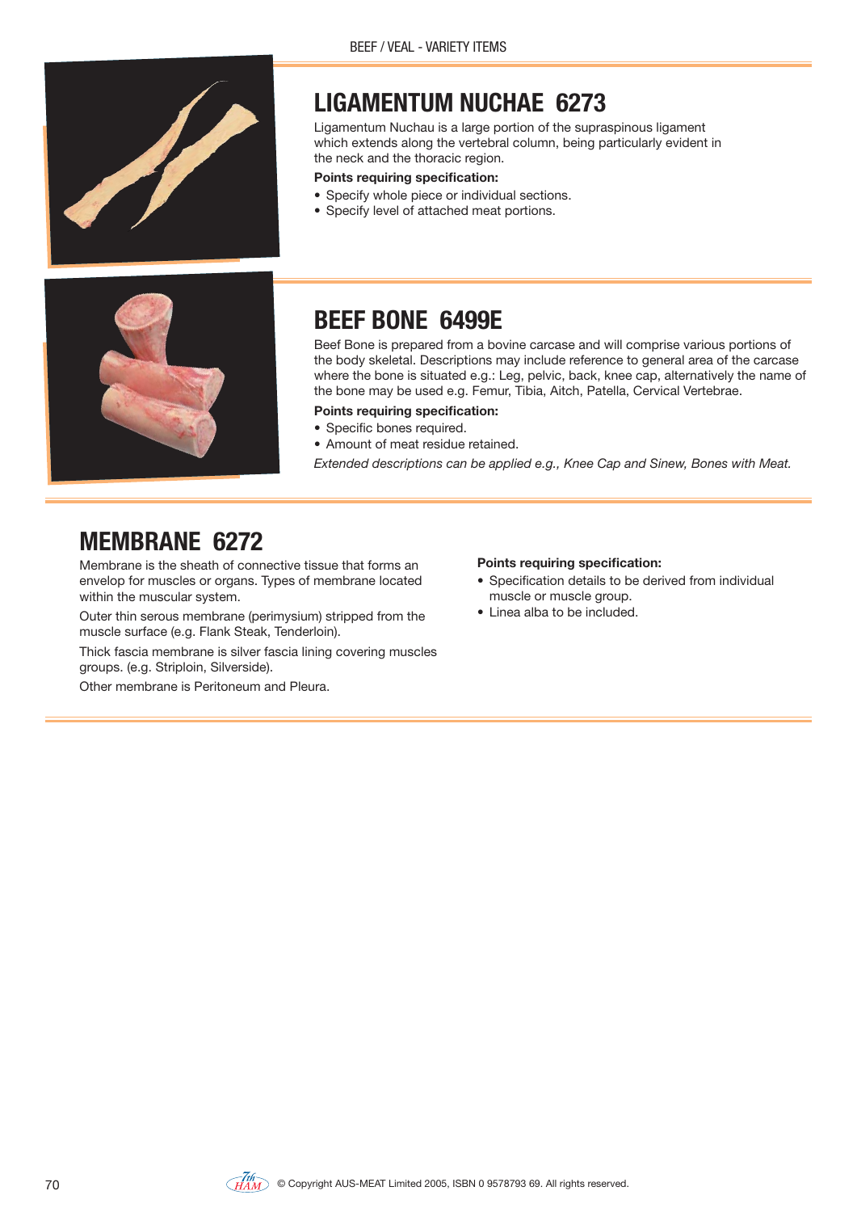## LIGAMENTUM NUCHAE 6273

Ligamentum Nuchau is a large portion of the supraspinous ligament which extends along the vertebral column, being particularly evident in the neck and the thoracic region.

**Points requiring specification:**

- Specify whole piece or individual sections.
- Specify level of attached meat portions.

## BEEF BONE 6499E

Beef Bone is prepared from a bovine carcase and will comprise various portions of the body skeletal. Descriptions may include reference to general area of the carcase where the bone is situated e.g.: Leg, pelvic, back, knee cap, alternatively the name of the bone may be used e.g. Femur, Tibia, Aitch, Patella, Cervical Vertebrae.

**Points requiring specification:**

- Specific bones required.
- Amount of meat residue retained.

*Extended descriptions can be applied e.g., Knee Cap and Sinew, Bones with Meat.*

## MEMBRANE 6272

Membrane is the sheath of connective tissue that forms an envelop for muscles or organs. Types of membrane located within the muscular system.

Outer thin serous membrane (perimysium) stripped from the muscle surface (e.g. Flank Steak, Tenderloin).

Thick fascia membrane is silver fascia lining covering muscles groups. (e.g. Striploin, Silverside).

Other membrane is Peritoneum and Pleura.

**Points requiring specification:**

- Specification details to be derived from individual muscle or muscle group.
- Linea alba to be included.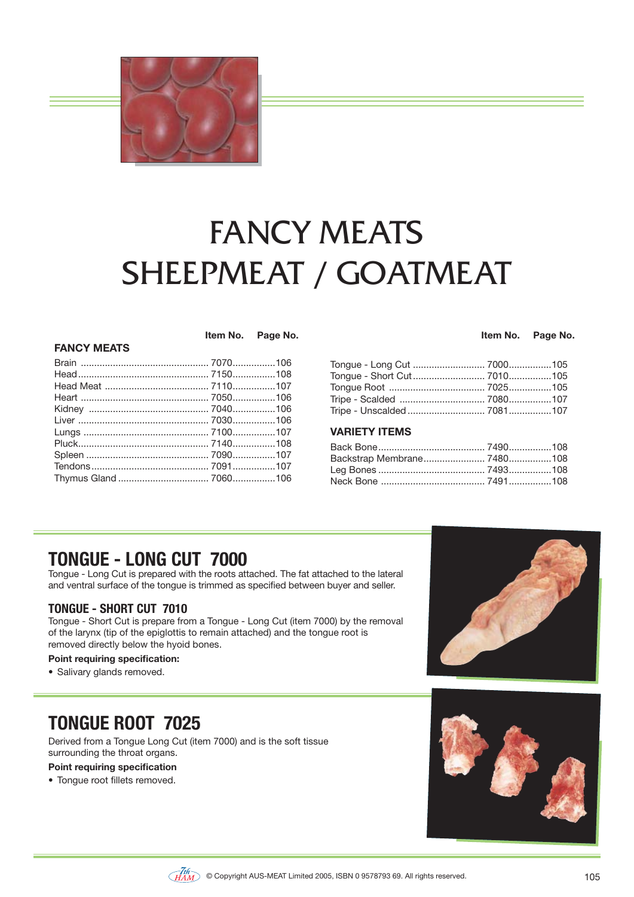# FANCY MEATS
# SHEEPMEAT / GOATMEAT

| FANCY MEATS | Item No. | Page No. |
|---|---|---|
| Brain | 7070 | 106 |
| Head | 7150 | 108 |
| Head Meat | 7110 | 107 |
| Heart | 7050 | 106 |
| Kidney | 7040 | 106 |
| Liver | 7030 | 106 |
| Lungs | 7100 | 107 |
| Pluck | 7140 | 108 |
| Spleen | 7090 | 107 |
| Tendons | 7091 | 107 |
| Thymus Gland | 7060 | 106 |
| Tongue - Long Cut | 7000 | 105 |
| Tongue - Short Cut | 7010 | 105 |
| Tongue Root | 7025 | 105 |
| Tripe - Scalded | 7080 | 107 |
| Tripe - Unscalded | 7081 | 107 |

| VARIETY ITEMS | Item No. | Page No. |
|---|---|---|
| Back Bone | 7490 | 108 |
| Backstrap Membrane | 7480 | 108 |
| Leg Bones | 7493 | 108 |
| Neck Bone | 7491 | 108 |

## TONGUE - LONG CUT 7000

Tongue - Long Cut is prepared with the roots attached. The fat attached to the lateral and ventral surface of the tongue is trimmed as specified between buyer and seller.

### TONGUE - SHORT CUT 7010

Tongue - Short Cut is prepare from a Tongue - Long Cut (item 7000) by the removal of the larynx (tip of the epiglottis to remain attached) and the tongue root is removed directly below the hyoid bones.

**Point requiring specification:**

- Salivary glands removed.

## TONGUE ROOT 7025

Derived from a Tongue Long Cut (item 7000) and is the soft tissue surrounding the throat organs.

**Point requiring specification**

- Tongue root fillets removed.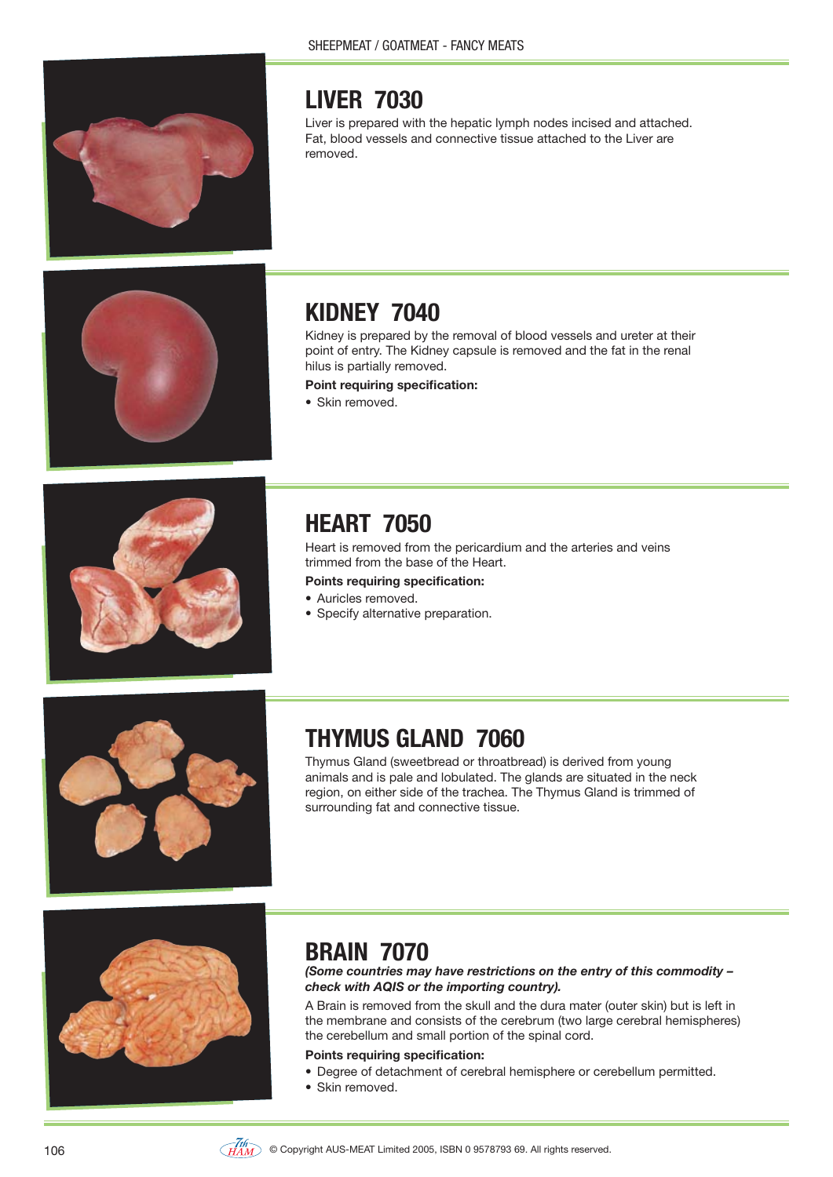## LIVER 7030

Liver is prepared with the hepatic lymph nodes incised and attached. Fat, blood vessels and connective tissue attached to the Liver are removed.

## KIDNEY 7040

Kidney is prepared by the removal of blood vessels and ureter at their point of entry. The Kidney capsule is removed and the fat in the renal hilus is partially removed.

**Point requiring specification:**

- Skin removed.

## HEART 7050

Heart is removed from the pericardium and the arteries and veins trimmed from the base of the Heart.

**Points requiring specification:**

- Auricles removed.
- Specify alternative preparation.

## THYMUS GLAND 7060

Thymus Gland (sweetbread or throatbread) is derived from young animals and is pale and lobulated. The glands are situated in the neck region, on either side of the trachea. The Thymus Gland is trimmed of surrounding fat and connective tissue.

## BRAIN 7070

***(Some countries may have restrictions on the entry of this commodity – check with AQIS or the importing country).***

A Brain is removed from the skull and the dura mater (outer skin) but is left in the membrane and consists of the cerebrum (two large cerebral hemispheres) the cerebellum and small portion of the spinal cord.

**Points requiring specification:**

- Degree of detachment of cerebral hemisphere or cerebellum permitted.
- Skin removed.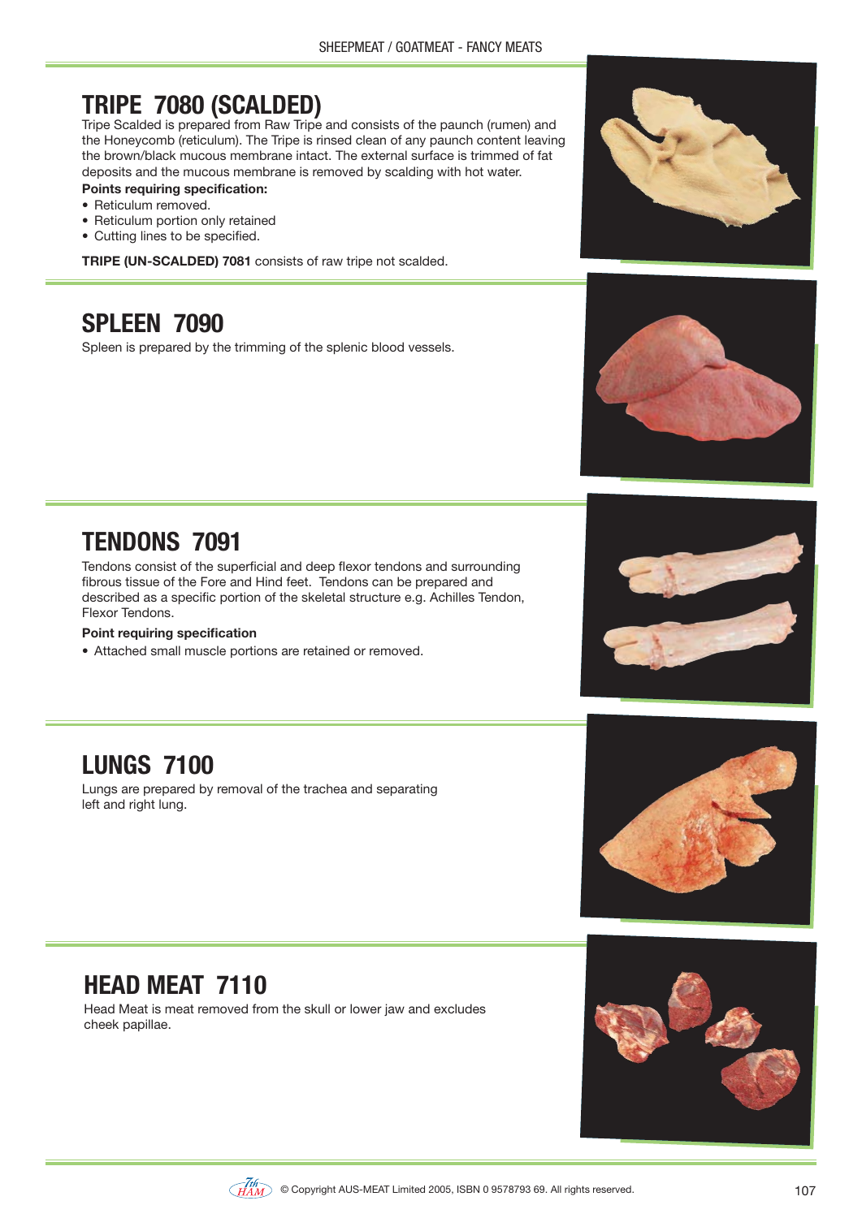## TRIPE 7080 (SCALDED)

Tripe Scalded is prepared from Raw Tripe and consists of the paunch (rumen) and the Honeycomb (reticulum). The Tripe is rinsed clean of any paunch content leaving the brown/black mucous membrane intact. The external surface is trimmed of fat deposits and the mucous membrane is removed by scalding with hot water.

**Points requiring specification:**

- Reticulum removed.
- Reticulum portion only retained
- Cutting lines to be specified.

**TRIPE (UN-SCALDED) 7081** consists of raw tripe not scalded.

## SPLEEN 7090

Spleen is prepared by the trimming of the splenic blood vessels.

## TENDONS 7091

Tendons consist of the superficial and deep flexor tendons and surrounding fibrous tissue of the Fore and Hind feet. Tendons can be prepared and described as a specific portion of the skeletal structure e.g. Achilles Tendon, Flexor Tendons.

**Point requiring specification**

- Attached small muscle portions are retained or removed.

## LUNGS 7100

Lungs are prepared by removal of the trachea and separating left and right lung.

## HEAD MEAT 7110

Head Meat is meat removed from the skull or lower jaw and excludes cheek papillae.

© Copyright AUS-MEAT Limited 2005, ISBN 0 9578793 69. All rights reserved.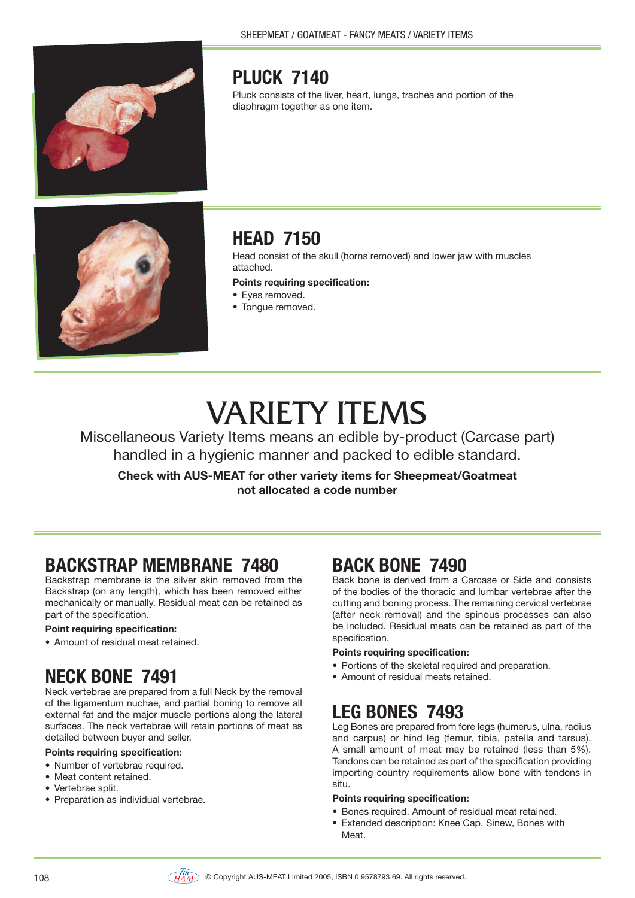## PLUCK 7140

Pluck consists of the liver, heart, lungs, trachea and portion of the diaphragm together as one item.

## HEAD 7150

Head consist of the skull (horns removed) and lower jaw with muscles attached.

**Points requiring specification:**

- Eyes removed.
- Tongue removed.

# VARIETY ITEMS

Miscellaneous Variety Items means an edible by-product (Carcase part) handled in a hygienic manner and packed to edible standard.

**Check with AUS-MEAT for other variety items for Sheepmeat/Goatmeat not allocated a code number**

## BACKSTRAP MEMBRANE 7480

Backstrap membrane is the silver skin removed from the Backstrap (on any length), which has been removed either mechanically or manually. Residual meat can be retained as part of the specification.

**Point requiring specification:**

- Amount of residual meat retained.

## NECK BONE 7491

Neck vertebrae are prepared from a full Neck by the removal of the ligamentum nuchae, and partial boning to remove all external fat and the major muscle portions along the lateral surfaces. The neck vertebrae will retain portions of meat as detailed between buyer and seller.

**Points requiring specification:**

- Number of vertebrae required.
- Meat content retained.
- Vertebrae split.
- Preparation as individual vertebrae.

## BACK BONE 7490

Back bone is derived from a Carcase or Side and consists of the bodies of the thoracic and lumbar vertebrae after the cutting and boning process. The remaining cervical vertebrae (after neck removal) and the spinous processes can also be included. Residual meats can be retained as part of the specification.

**Points requiring specification:**

- Portions of the skeletal required and preparation.
- Amount of residual meats retained.

## LEG BONES 7493

Leg Bones are prepared from fore legs (humerus, ulna, radius and carpus) or hind leg (femur, tibia, patella and tarsus). A small amount of meat may be retained (less than 5%). Tendons can be retained as part of the specification providing importing country requirements allow bone with tendons in situ.

**Points requiring specification:**

- Bones required. Amount of residual meat retained.
- Extended description: Knee Cap, Sinew, Bones with Meat.

© Copyright AUS-MEAT Limited 2005, ISBN 0 9578793 69. All rights reserved.